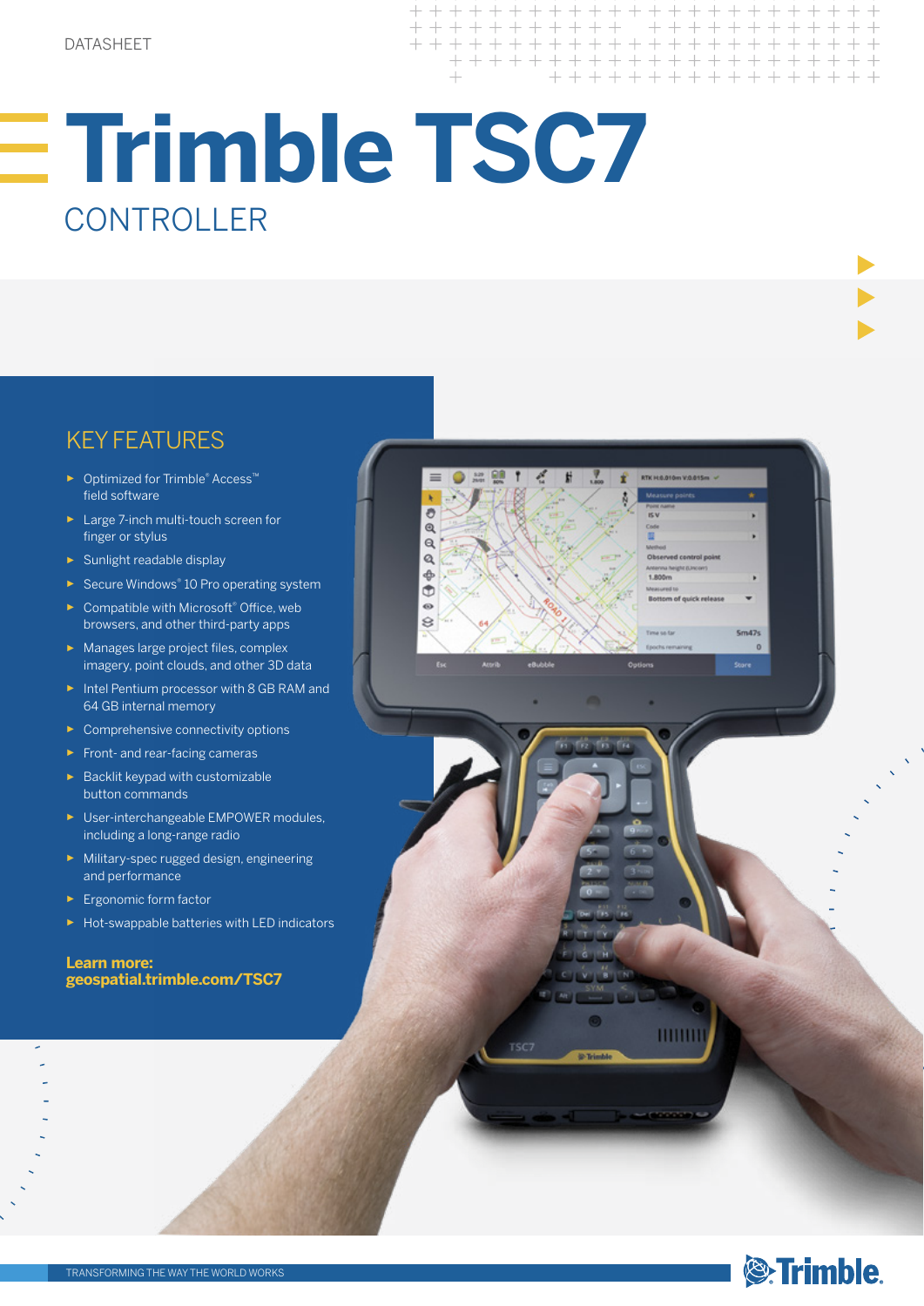DATASHEET

# Trimble TSC7

## CONTROLLER

## KEY FEATURES

- Optimized for Trimble® Access™ field software
- Large 7-inch multi-touch screen for finger or stylus
- Sunlight readable display
- Secure Windows® 10 Pro operating system
- Compatible with Microsoft® Office, web browsers, and other third-party apps
- Manages large project files, complex imagery, point clouds, and other 3D data
- Intel Pentium processor with 8 GB RAM and 64 GB internal memory
- Comprehensive connectivity options
- Front- and rear-facing cameras
- Backlit keypad with customizable button commands
- User-interchangeable EMPOWER modules, including a long-range radio
- Military-spec rugged design, engineering and performance
- Ergonomic form factor
- Hot-swappable batteries with LED indicators

**Learn more:**
**geospatial.trimble.com/TSC7**

TRANSFORMING THE WAY THE WORLD WORKS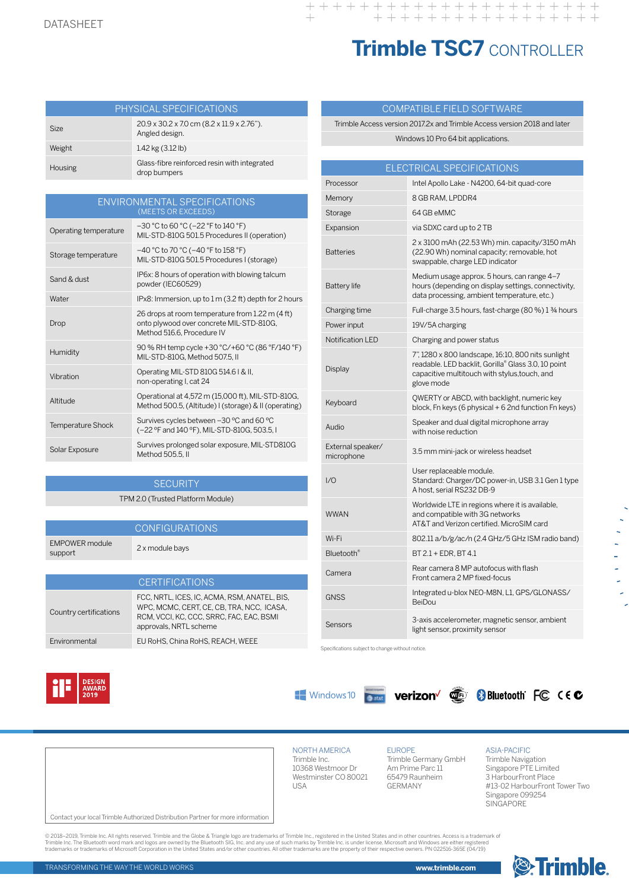DATASHEET

# Trimble TSC7 CONTROLLER

## PHYSICAL SPECIFICATIONS

| | |
|---|---|
| Size | 20.9 x 30.2 x 7.0 cm (8.2 x 11.9 x 2.76"). Angled design. |
| Weight | 1.42 kg (3.12 lb) |
| Housing | Glass-fibre reinforced resin with integrated drop bumpers |

## ENVIRONMENTAL SPECIFICATIONS
(MEETS OR EXCEEDS)

| | |
|---|---|
| Operating temperature | –30 °C to 60 °C (–22 °F to 140 °F) MIL-STD-810G 501.5 Procedures II (operation) |
| Storage temperature | –40 °C to 70 °C (–40 °F to 158 °F) MIL-STD-810G 501.5 Procedures I (storage) |
| Sand & dust | IP6x: 8 hours of operation with blowing talcum powder (IEC60529) |
| Water | IPx8: Immersion, up to 1 m (3.2 ft) depth for 2 hours |
| Drop | 26 drops at room temperature from 1.22 m (4 ft) onto plywood over concrete MIL-STD-810G, Method 516.6, Procedure IV |
| Humidity | 90 % RH temp cycle +30 °C/+60 °C (86 °F/140 °F) MIL-STD-810G, Method 507.5, II |
| Vibration | Operating MIL-STD 810G 514.6 I & II, non-operating I, cat 24 |
| Altitude | Operational at 4,572 m (15,000 ft), MIL-STD-810G, Method 500.5, (Altitude) I (storage) & II (operating) |
| Temperature Shock | Survives cycles between –30 °C and 60 °C (–22 °F and 140 °F), MIL-STD-810G, 503.5, I |
| Solar Exposure | Survives prolonged solar exposure, MIL-STD810G Method 505.5, II |

## SECURITY

TPM 2.0 (Trusted Platform Module)

## CONFIGURATIONS

| | |
|---|---|
| EMPOWER module support | 2 x module bays |

## CERTIFICATIONS

| | |
|---|---|
| Country certifications | FCC, NRTL, ICES, IC, ACMA, RSM, ANATEL, BIS, WPC, MCMC, CERT, CE, CB, TRA, NCC, ICASA, RCM, VCCI, KC, CCC, SRRC, FAC, EAC, BSMI approvals, NRTL scheme |
| Environmental | EU RoHS, China RoHS, REACH, WEEE |

## COMPATIBLE FIELD SOFTWARE

Trimble Access version 2017.2x and Trimble Access version 2018 and later

Windows 10 Pro 64 bit applications.

## ELECTRICAL SPECIFICATIONS

| | |
|---|---|
| Processor | Intel Apollo Lake - N4200, 64-bit quad-core |
| Memory | 8 GB RAM, LPDDR4 |
| Storage | 64 GB eMMC |
| Expansion | via SDXC card up to 2 TB |
| Batteries | 2 x 3100 mAh (22.53 Wh) min. capacity/3150 mAh (22.90 Wh) nominal capacity; removable, hot swappable, charge LED indicator |
| Battery life | Medium usage approx. 5 hours, can range 4–7 hours (depending on display settings, connectivity, data processing, ambient temperature, etc.) |
| Charging time | Full-charge 3.5 hours, fast-charge (80 %) 1 ¾ hours |
| Power input | 19V/5A charging |
| Notification LED | Charging and power status |
| Display | 7", 1280 x 800 landscape, 16:10, 800 nits sunlight readable. LED backlit, Gorilla® Glass 3.0, 10 point capacitive multitouch with stylus,touch, and glove mode |
| Keyboard | QWERTY or ABCD, with backlight, numeric key block, Fn keys (6 physical + 6 2nd function Fn keys) |
| Audio | Speaker and dual digital microphone array with noise reduction |
| External speaker/ microphone | 3.5 mm mini-jack or wireless headset |
| I/O | User replaceable module. Standard: Charger/DC power-in, USB 3.1 Gen 1 type A host, serial RS232 DB-9 |
| WWAN | Worldwide LTE in regions where it is available, and compatible with 3G networks AT&T and Verizon certified. MicroSIM card |
| Wi-Fi | 802.11 a/b/g/ac/n (2.4 GHz/5 GHz ISM radio band) |
| Bluetooth® | BT 2.1 + EDR, BT 4.1 |
| Camera | Rear camera 8 MP autofocus with flash Front camera 2 MP fixed-focus |
| GNSS | Integrated u-blox NEO-M8N, L1, GPS/GLONASS/ BeiDou |
| Sensors | 3-axis accelerometer, magnetic sensor, ambient light sensor, proximity sensor |

Specifications subject to change without notice.

DESIGN AWARD 2019

Windows 10 verizon Bluetooth FC CE

Contact your local Trimble Authorized Distribution Partner for more information

NORTH AMERICA
Trimble Inc.
10368 Westmoor Dr
Westminster CO 80021
USA

EUROPE
Trimble Germany GmbH
Am Prime Parc 11
65479 Raunheim
GERMANY

ASIA-PACIFIC
Trimble Navigation
Singapore PTE Limited
3 HarbourFront Place
#13-02 HarbourFront Tower Two
Singapore 099254
SINGAPORE

© 2018–2019, Trimble Inc. All rights reserved. Trimble and the Globe & Triangle logo are trademarks of Trimble Inc., registered in the United States and in other countries. Access is a trademark of Trimble Inc. The Bluetooth word mark and logos are owned by the Bluetooth SIG, Inc. and any use of such marks by Trimble Inc. is under license. Microsoft and Windows are either registered trademarks or trademarks of Microsoft Corporation in the United States and/or other countries. All other trademarks are the property of their respective owners. PN 022516-365E (04/19)

TRANSFORMING THE WAY THE WORLD WORKS

www.trimble.com

Trimble.